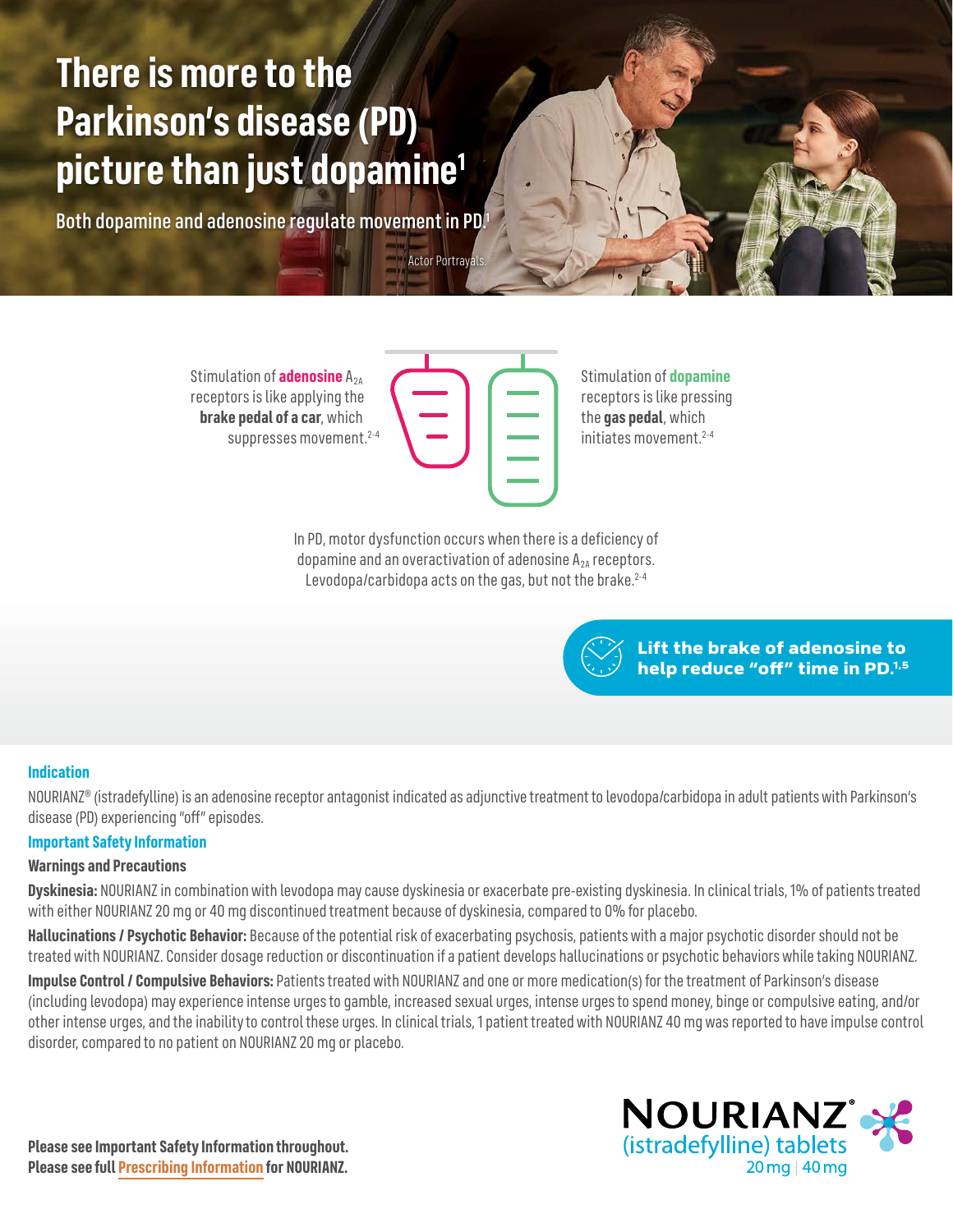# There is more to the Parkinson's disease (PD) picture than just dopamine[1]

Both dopamine and adenosine regulate movement in PD.[1]

Actor Portrayals.

Stimulation of **adenosine** $A_{2A}$ receptors is like applying the **brake pedal of a car**, which suppresses movement.[2-4]

Stimulation of **dopamine** receptors is like pressing the **gas pedal**, which initiates movement.[2-4]

In PD, motor dysfunction occurs when there is a deficiency of dopamine and an overactivation of adenosine $A_{2A}$ receptors. Levodopa/carbidopa acts on the gas, but not the brake.[2-4]

**Lift the brake of adenosine to help reduce "off" time in PD.[1,5]**

### Indication

NOURIANZ® (istradefylline) is an adenosine receptor antagonist indicated as adjunctive treatment to levodopa/carbidopa in adult patients with Parkinson's disease (PD) experiencing "off" episodes.

### Important Safety Information

**Warnings and Precautions**

**Dyskinesia:** NOURIANZ in combination with levodopa may cause dyskinesia or exacerbate pre-existing dyskinesia. In clinical trials, 1% of patients treated with either NOURIANZ 20 mg or 40 mg discontinued treatment because of dyskinesia, compared to 0% for placebo.

**Hallucinations / Psychotic Behavior:** Because of the potential risk of exacerbating psychosis, patients with a major psychotic disorder should not be treated with NOURIANZ. Consider dosage reduction or discontinuation if a patient develops hallucinations or psychotic behaviors while taking NOURIANZ.

**Impulse Control / Compulsive Behaviors:** Patients treated with NOURIANZ and one or more medication(s) for the treatment of Parkinson's disease (including levodopa) may experience intense urges to gamble, increased sexual urges, intense urges to spend money, binge or compulsive eating, and/or other intense urges, and the inability to control these urges. In clinical trials, 1 patient treated with NOURIANZ 40 mg was reported to have impulse control disorder, compared to no patient on NOURIANZ 20 mg or placebo.

**Please see Important Safety Information throughout.**
**Please see full Prescribing Information for NOURIANZ.**

NOURIANZ® (istradefylline) tablets 20 mg | 40 mg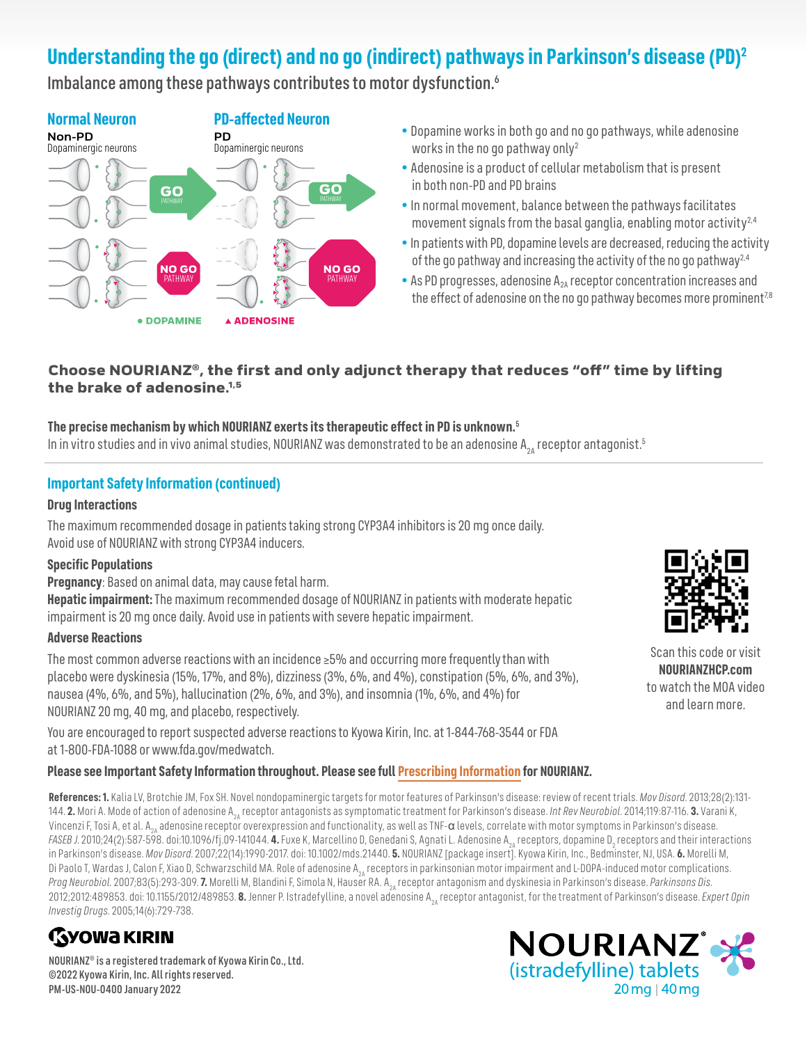# Understanding the go (direct) and no go (indirect) pathways in Parkinson's disease (PD)[2]

Imbalance among these pathways contributes to motor dysfunction.[6]

**Normal Neuron**

**Non-PD**
Dopaminergic neurons

**PD-affected Neuron**

**PD**
Dopaminergic neurons

GO PATHWAY

NO GO PATHWAY

• DOPAMINE ▲ ADENOSINE

- Dopamine works in both go and no go pathways, while adenosine works in the no go pathway only[2]
- Adenosine is a product of cellular metabolism that is present in both non-PD and PD brains
- In normal movement, balance between the pathways facilitates movement signals from the basal ganglia, enabling motor activity[2,4]
- In patients with PD, dopamine levels are decreased, reducing the activity of the go pathway and increasing the activity of the no go pathway[2,4]
- As PD progresses, adenosine $A_{2A}$ receptor concentration increases and the effect of adenosine on the no go pathway becomes more prominent[7,8]

**Choose NOURIANZ®, the first and only adjunct therapy that reduces "off" time by lifting the brake of adenosine.[1,5]**

**The precise mechanism by which NOURIANZ exerts its therapeutic effect in PD is unknown.[5]**
In in vitro studies and in vivo animal studies, NOURIANZ was demonstrated to be an adenosine $A_{2A}$ receptor antagonist.[5]

## Important Safety Information (continued)

### Drug Interactions

The maximum recommended dosage in patients taking strong CYP3A4 inhibitors is 20 mg once daily. Avoid use of NOURIANZ with strong CYP3A4 inducers.

### Specific Populations

**Pregnancy**: Based on animal data, may cause fetal harm.
**Hepatic impairment:** The maximum recommended dosage of NOURIANZ in patients with moderate hepatic impairment is 20 mg once daily. Avoid use in patients with severe hepatic impairment.

### Adverse Reactions

The most common adverse reactions with an incidence ≥5% and occurring more frequently than with placebo were dyskinesia (15%, 17%, and 8%), dizziness (3%, 6%, and 4%), constipation (5%, 6%, and 3%), nausea (4%, 6%, and 5%), hallucination (2%, 6%, and 3%), and insomnia (1%, 6%, and 4%) for NOURIANZ 20 mg, 40 mg, and placebo, respectively.

You are encouraged to report suspected adverse reactions to Kyowa Kirin, Inc. at 1-844-768-3544 or FDA at 1-800-FDA-1088 or www.fda.gov/medwatch.

**Please see Important Safety Information throughout. Please see full Prescribing Information for NOURIANZ.**

Scan this code or visit **NOURIANZHCP.com** to watch the MOA video and learn more.

**References: 1.** Kalia LV, Brotchie JM, Fox SH. Novel nondopaminergic targets for motor features of Parkinson's disease: review of recent trials. *Mov Disord.* 2013;28(2):131-144. **2.** Mori A. Mode of action of adenosine $A_{2A}$ receptor antagonists as symptomatic treatment for Parkinson's disease. *Int Rev Neurobiol.* 2014;119:87-116. **3.** Varani K, Vincenzi F, Tosi A, et al. $A_{2A}$ adenosine receptor overexpression and functionality, as well as TNF-α levels, correlate with motor symptoms in Parkinson's disease. *FASEB J.* 2010;24(2):587-598. doi:10.1096/fj.09-141044. **4.** Fuxe K, Marcellino D, Genedani S, Agnati L. Adenosine $A_{2A}$ receptors, dopamine $D_2$ receptors and their interactions in Parkinson's disease. *Mov Disord.* 2007;22(14):1990-2017. doi: 10.1002/mds.21440. **5.** NOURIANZ [package insert]. Kyowa Kirin, Inc., Bedminster, NJ, USA. **6.** Morelli M, Di Paolo T, Wardas J, Calon F, Xiao D, Schwarzschild MA. Role of adenosine $A_{2A}$ receptors in parkinsonian motor impairment and L-DOPA-induced motor complications. *Prog Neurobiol.* 2007;83(5):293-309. **7.** Morelli M, Blandini F, Simola N, Hauser RA. $A_{2A}$ receptor antagonism and dyskinesia in Parkinson's disease. *Parkinsons Dis.* 2012;2012:489853. doi: 10.1155/2012/489853. **8.** Jenner P. Istradefylline, a novel adenosine $A_{2A}$ receptor antagonist, for the treatment of Parkinson's disease. *Expert Opin Investig Drugs.* 2005;14(6):729-738.

KYOWA KIRIN

NOURIANZ® is a registered trademark of Kyowa Kirin Co., Ltd.
©2022 Kyowa Kirin, Inc. All rights reserved.
PM-US-NOU-0400 January 2022

NOURIANZ® (istradefylline) tablets 20 mg | 40 mg